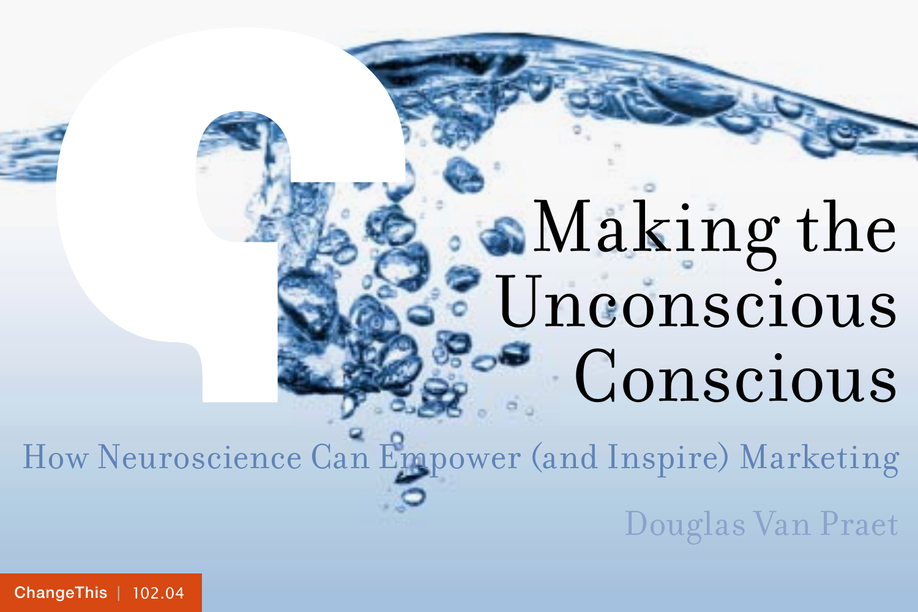# Making the Unconscious Conscious

## How Neuroscience Can Empower (and Inspire) Marketing

Douglas Van Praet

ChangeThis | 102.04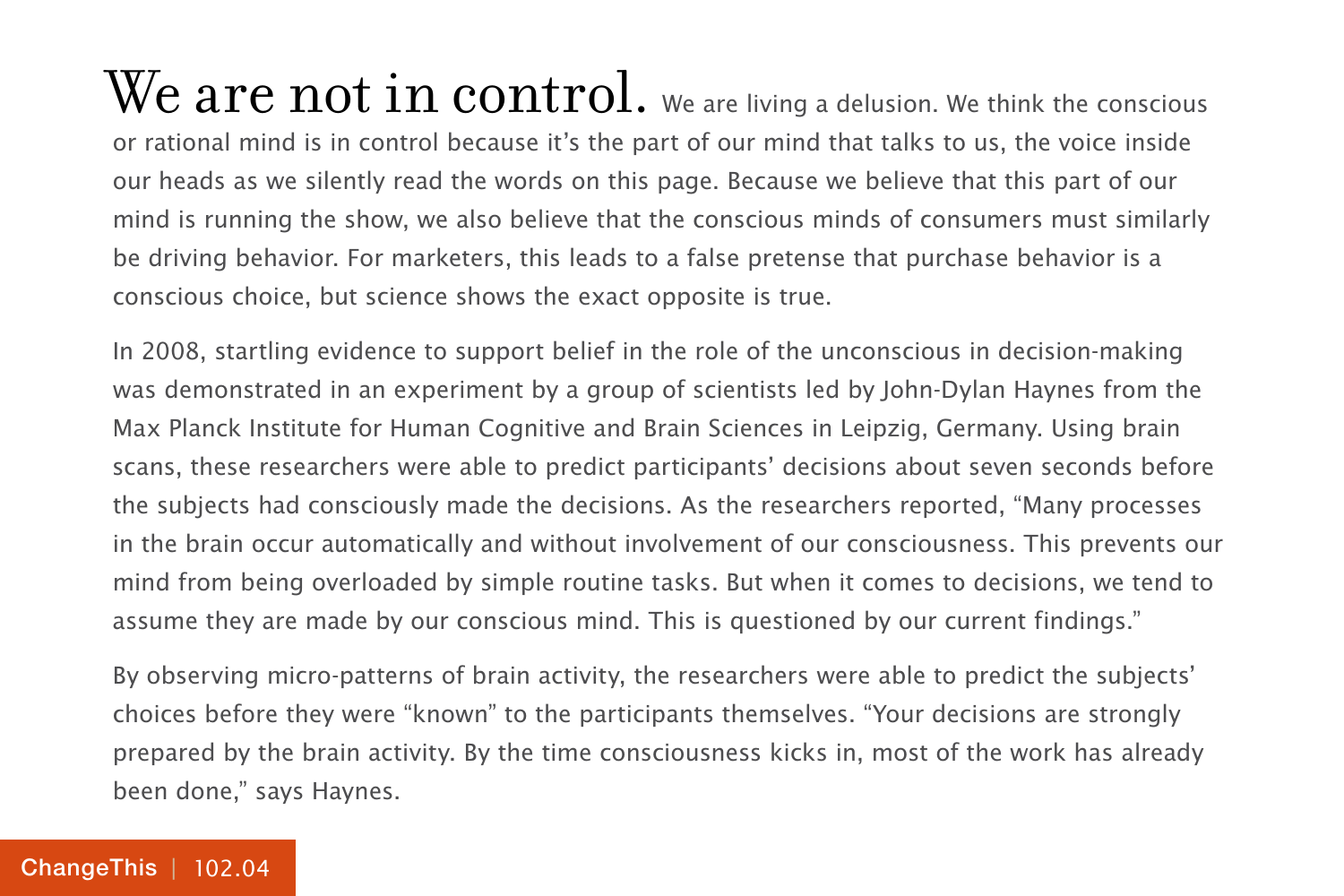**We are not in control.** We are living a delusion. We think the conscious or rational mind is in control because it's the part of our mind that talks to us, the voice inside our heads as we silently read the words on this page. Because we believe that this part of our mind is running the show, we also believe that the conscious minds of consumers must similarly be driving behavior. For marketers, this leads to a false pretense that purchase behavior is a conscious choice, but science shows the exact opposite is true.

In 2008, startling evidence to support belief in the role of the unconscious in decision-making was demonstrated in an experiment by a group of scientists led by John-Dylan Haynes from the Max Planck Institute for Human Cognitive and Brain Sciences in Leipzig, Germany. Using brain scans, these researchers were able to predict participants' decisions about seven seconds before the subjects had consciously made the decisions. As the researchers reported, "Many processes in the brain occur automatically and without involvement of our consciousness. This prevents our mind from being overloaded by simple routine tasks. But when it comes to decisions, we tend to assume they are made by our conscious mind. This is questioned by our current findings."

By observing micro-patterns of brain activity, the researchers were able to predict the subjects' choices before they were "known" to the participants themselves. "Your decisions are strongly prepared by the brain activity. By the time consciousness kicks in, most of the work has already been done," says Haynes.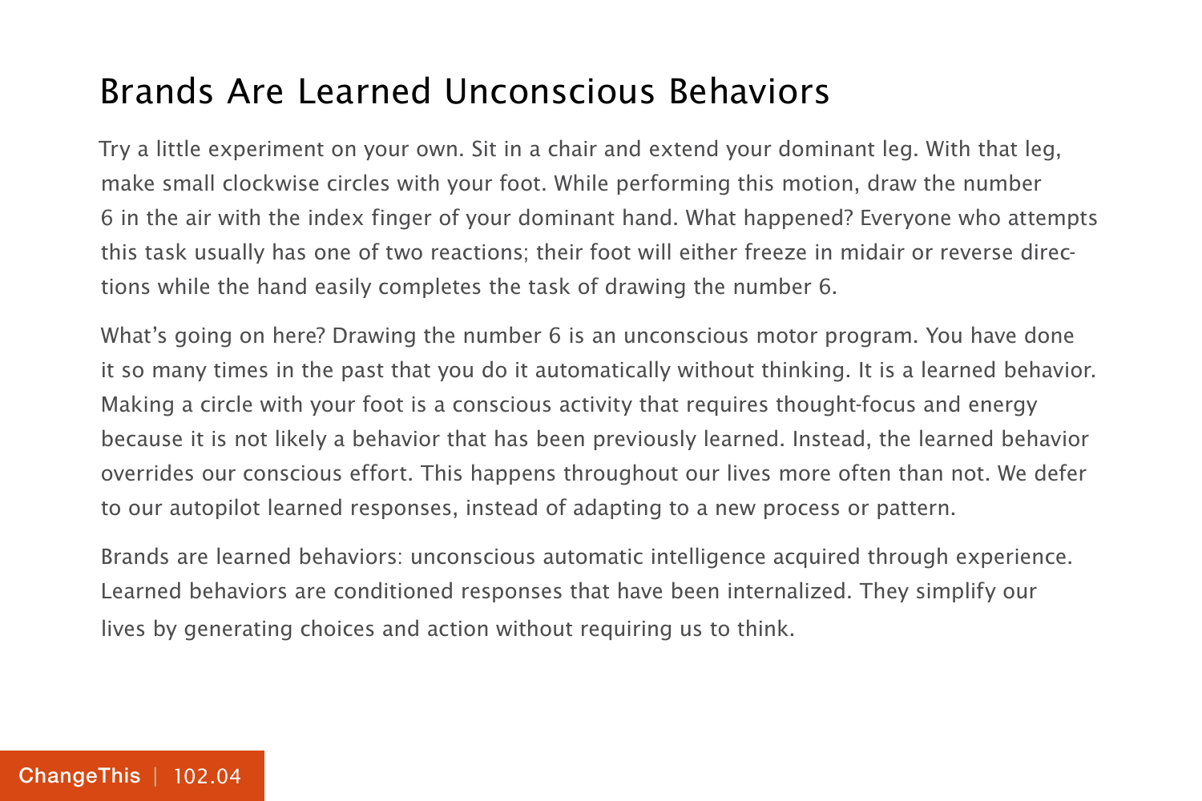# Brands Are Learned Unconscious Behaviors

Try a little experiment on your own. Sit in a chair and extend your dominant leg. With that leg, make small clockwise circles with your foot. While performing this motion, draw the number 6 in the air with the index finger of your dominant hand. What happened? Everyone who attempts this task usually has one of two reactions; their foot will either freeze in midair or reverse directions while the hand easily completes the task of drawing the number 6.

What's going on here? Drawing the number 6 is an unconscious motor program. You have done it so many times in the past that you do it automatically without thinking. It is a learned behavior. Making a circle with your foot is a conscious activity that requires thought-focus and energy because it is not likely a behavior that has been previously learned. Instead, the learned behavior overrides our conscious effort. This happens throughout our lives more often than not. We defer to our autopilot learned responses, instead of adapting to a new process or pattern.

Brands are learned behaviors: unconscious automatic intelligence acquired through experience. Learned behaviors are conditioned responses that have been internalized. They simplify our lives by generating choices and action without requiring us to think.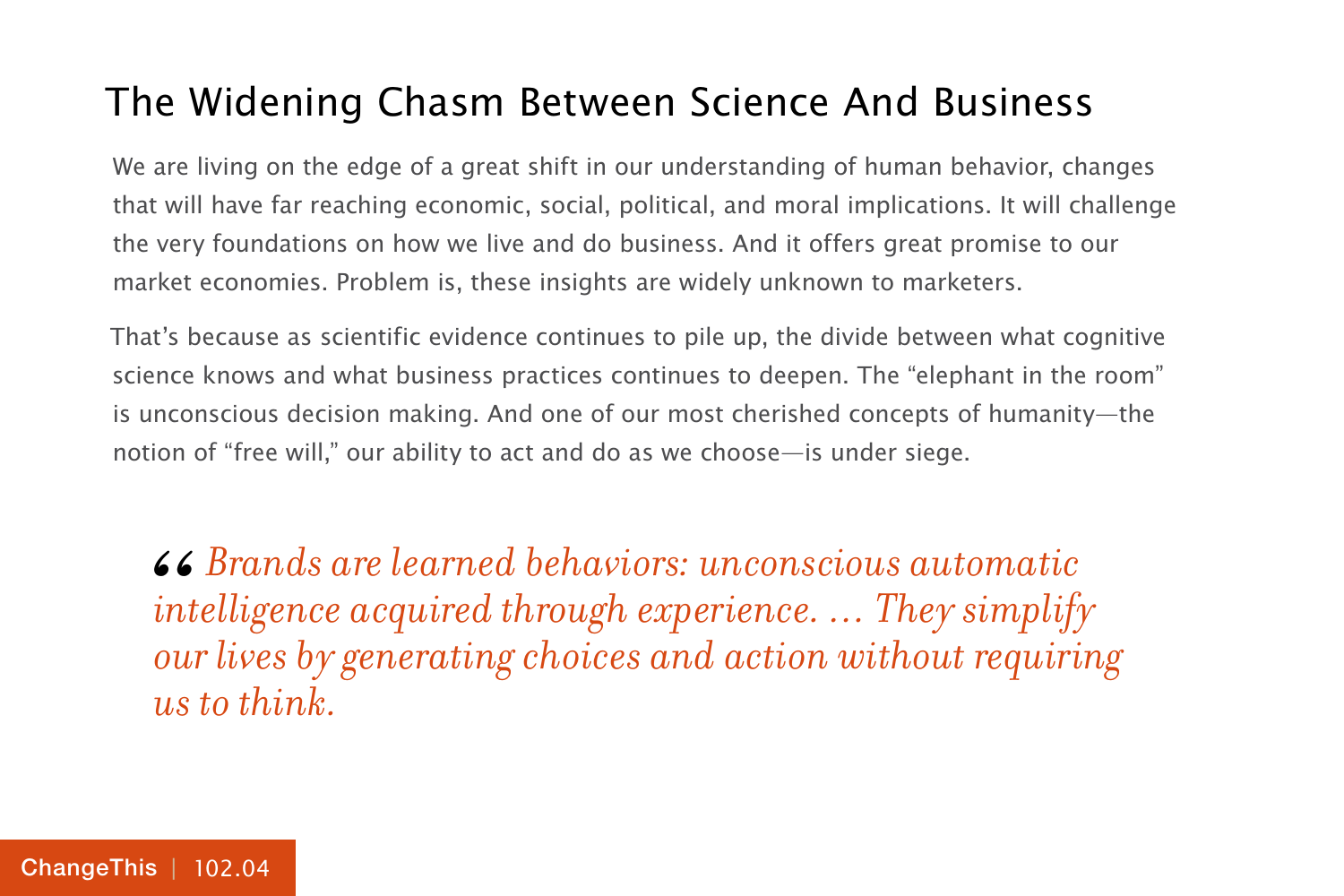# The Widening Chasm Between Science And Business

We are living on the edge of a great shift in our understanding of human behavior, changes that will have far reaching economic, social, political, and moral implications. It will challenge the very foundations on how we live and do business. And it offers great promise to our market economies. Problem is, these insights are widely unknown to marketers.

That's because as scientific evidence continues to pile up, the divide between what cognitive science knows and what business practices continues to deepen. The "elephant in the room" is unconscious decision making. And one of our most cherished concepts of humanity—the notion of "free will," our ability to act and do as we choose—is under siege.

> *"Brands are learned behaviors: unconscious automatic intelligence acquired through experience. ... They simplify our lives by generating choices and action without requiring us to think.*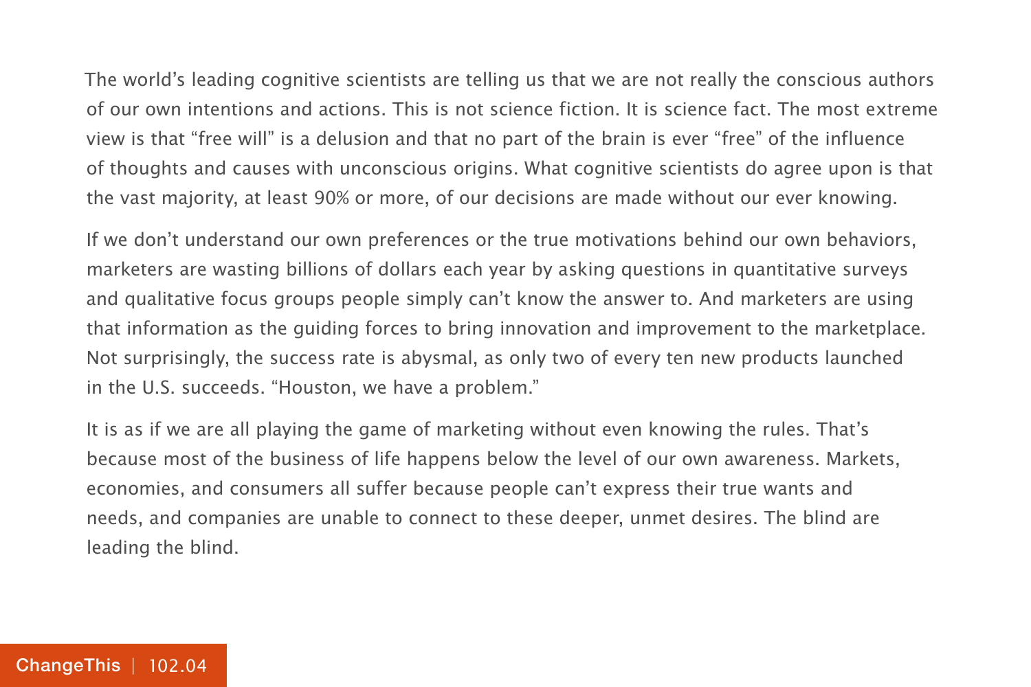The world's leading cognitive scientists are telling us that we are not really the conscious authors of our own intentions and actions. This is not science fiction. It is science fact. The most extreme view is that "free will" is a delusion and that no part of the brain is ever "free" of the influence of thoughts and causes with unconscious origins. What cognitive scientists do agree upon is that the vast majority, at least 90% or more, of our decisions are made without our ever knowing.

If we don't understand our own preferences or the true motivations behind our own behaviors, marketers are wasting billions of dollars each year by asking questions in quantitative surveys and qualitative focus groups people simply can't know the answer to. And marketers are using that information as the guiding forces to bring innovation and improvement to the marketplace. Not surprisingly, the success rate is abysmal, as only two of every ten new products launched in the U.S. succeeds. "Houston, we have a problem."

It is as if we are all playing the game of marketing without even knowing the rules. That's because most of the business of life happens below the level of our own awareness. Markets, economies, and consumers all suffer because people can't express their true wants and needs, and companies are unable to connect to these deeper, unmet desires. The blind are leading the blind.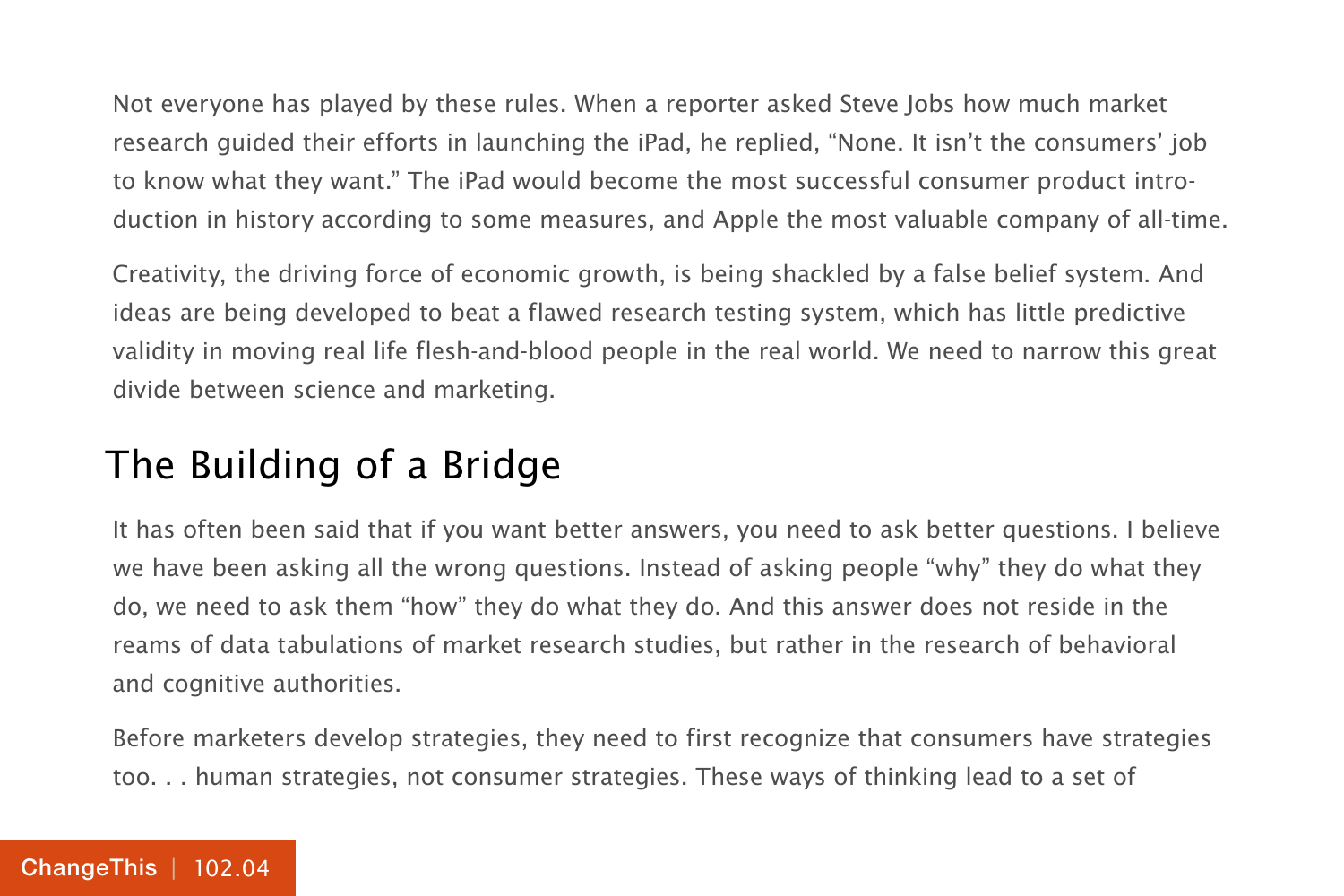Not everyone has played by these rules. When a reporter asked Steve Jobs how much market research guided their efforts in launching the iPad, he replied, "None. It isn't the consumers' job to know what they want." The iPad would become the most successful consumer product introduction in history according to some measures, and Apple the most valuable company of all-time.

Creativity, the driving force of economic growth, is being shackled by a false belief system. And ideas are being developed to beat a flawed research testing system, which has little predictive validity in moving real life flesh-and-blood people in the real world. We need to narrow this great divide between science and marketing.

## The Building of a Bridge

It has often been said that if you want better answers, you need to ask better questions. I believe we have been asking all the wrong questions. Instead of asking people "why" they do what they do, we need to ask them "how" they do what they do. And this answer does not reside in the reams of data tabulations of market research studies, but rather in the research of behavioral and cognitive authorities.

Before marketers develop strategies, they need to first recognize that consumers have strategies too. . . human strategies, not consumer strategies. These ways of thinking lead to a set of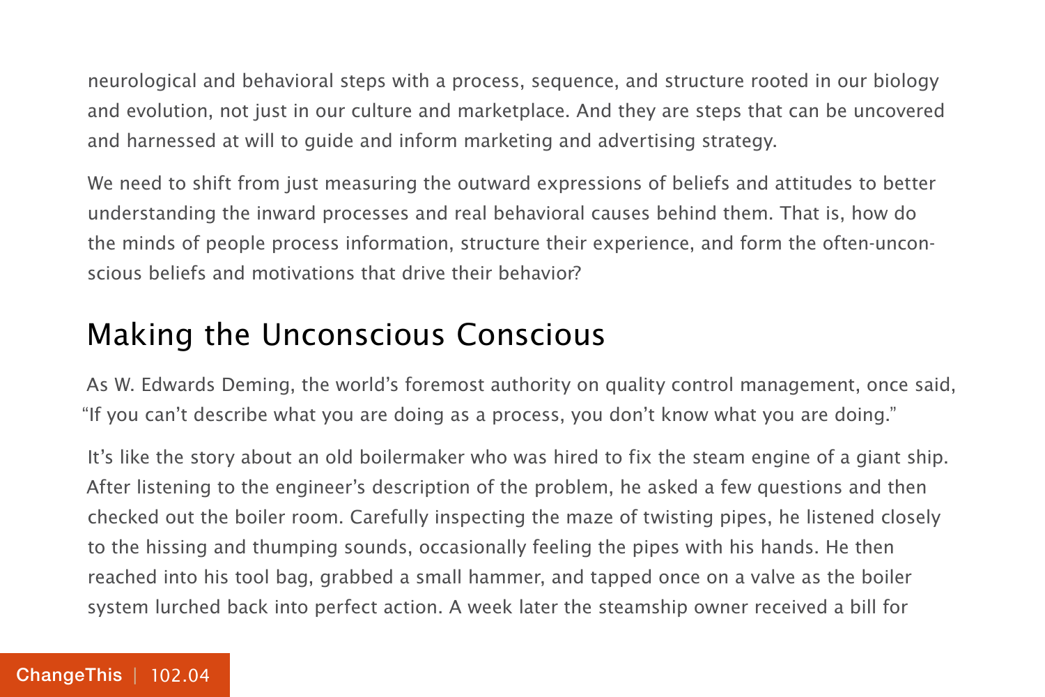neurological and behavioral steps with a process, sequence, and structure rooted in our biology and evolution, not just in our culture and marketplace. And they are steps that can be uncovered and harnessed at will to guide and inform marketing and advertising strategy.

We need to shift from just measuring the outward expressions of beliefs and attitudes to better understanding the inward processes and real behavioral causes behind them. That is, how do the minds of people process information, structure their experience, and form the often-unconscious beliefs and motivations that drive their behavior?

## Making the Unconscious Conscious

As W. Edwards Deming, the world's foremost authority on quality control management, once said, "If you can't describe what you are doing as a process, you don't know what you are doing."

It's like the story about an old boilermaker who was hired to fix the steam engine of a giant ship. After listening to the engineer's description of the problem, he asked a few questions and then checked out the boiler room. Carefully inspecting the maze of twisting pipes, he listened closely to the hissing and thumping sounds, occasionally feeling the pipes with his hands. He then reached into his tool bag, grabbed a small hammer, and tapped once on a valve as the boiler system lurched back into perfect action. A week later the steamship owner received a bill for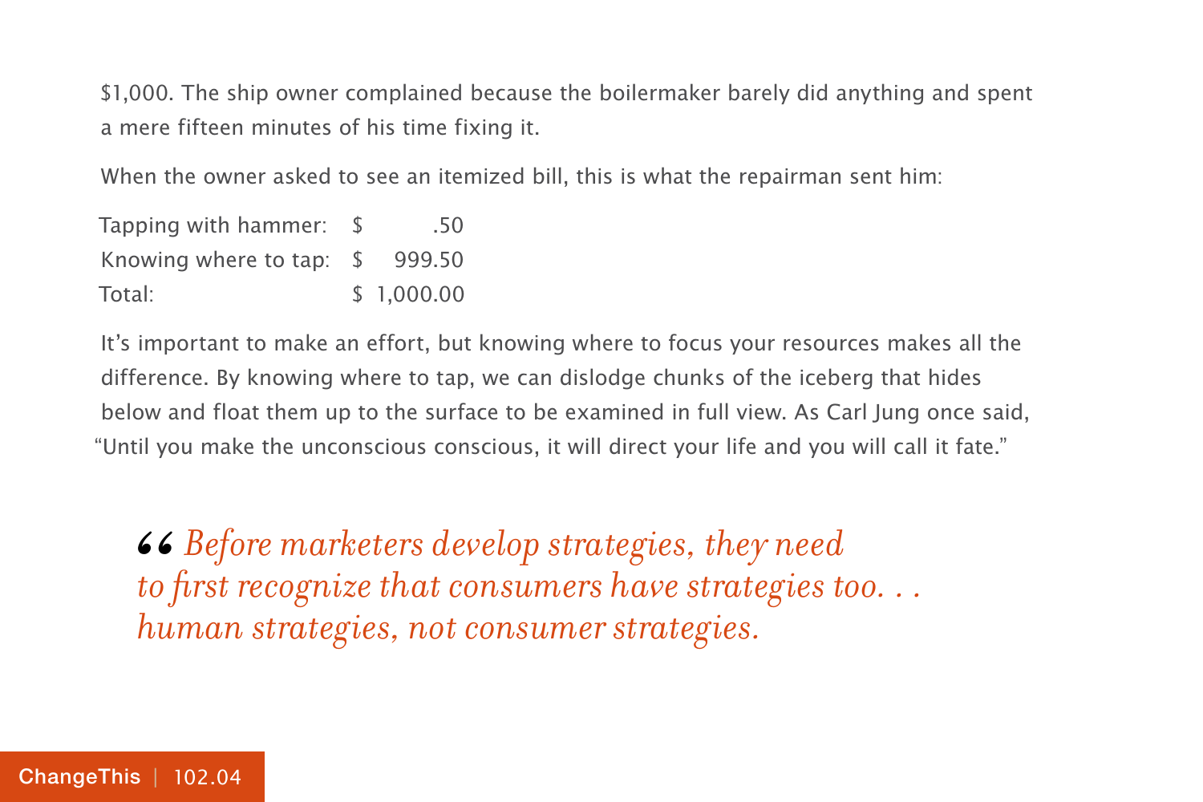$1,000. The ship owner complained because the boilermaker barely did anything and spent a mere fifteen minutes of his time fixing it.

When the owner asked to see an itemized bill, this is what the repairman sent him:

| | |
|---|---|
| Tapping with hammer: | $ .50 |
| Knowing where to tap: | $ 999.50 |
| Total: | $ 1,000.00 |

It's important to make an effort, but knowing where to focus your resources makes all the difference. By knowing where to tap, we can dislodge chunks of the iceberg that hides below and float them up to the surface to be examined in full view. As Carl Jung once said, "Until you make the unconscious conscious, it will direct your life and you will call it fate."

> *Before marketers develop strategies, they need to first recognize that consumers have strategies too. . . human strategies, not consumer strategies.*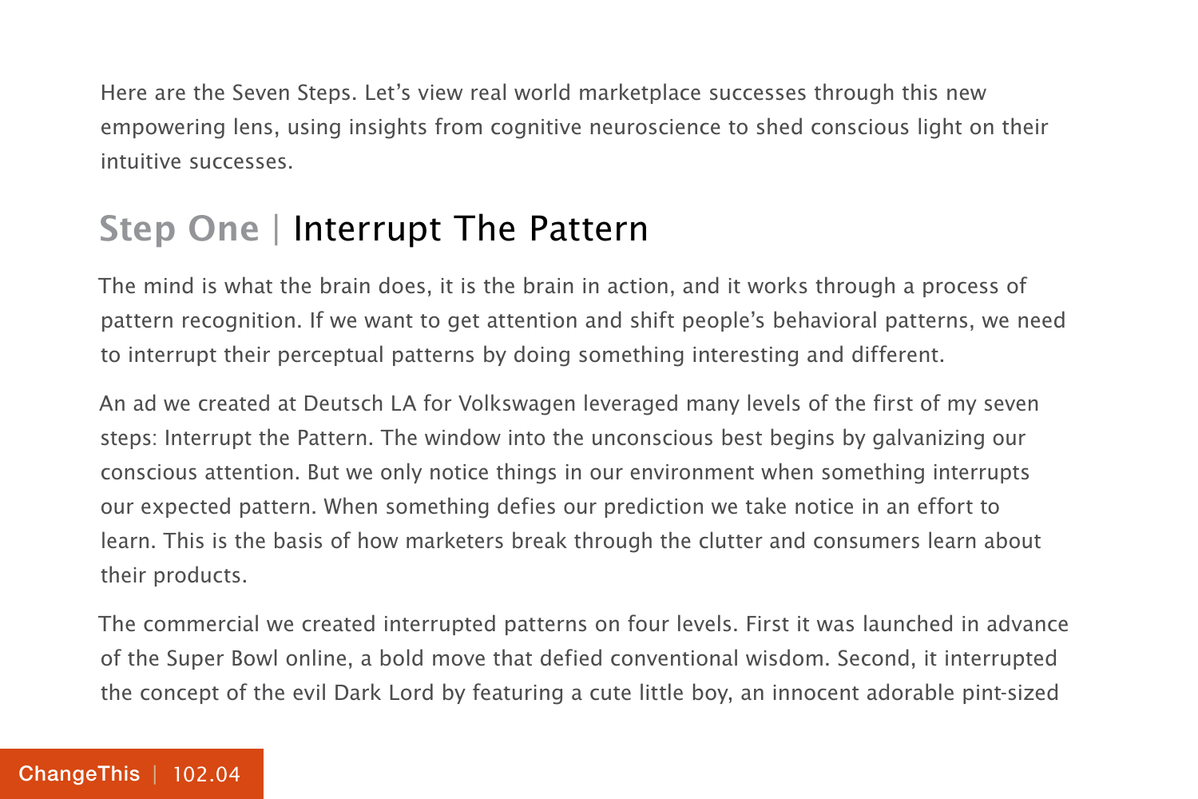Here are the Seven Steps. Let's view real world marketplace successes through this new empowering lens, using insights from cognitive neuroscience to shed conscious light on their intuitive successes.

## Step One | Interrupt The Pattern

The mind is what the brain does, it is the brain in action, and it works through a process of pattern recognition. If we want to get attention and shift people's behavioral patterns, we need to interrupt their perceptual patterns by doing something interesting and different.

An ad we created at Deutsch LA for Volkswagen leveraged many levels of the first of my seven steps: Interrupt the Pattern. The window into the unconscious best begins by galvanizing our conscious attention. But we only notice things in our environment when something interrupts our expected pattern. When something defies our prediction we take notice in an effort to learn. This is the basis of how marketers break through the clutter and consumers learn about their products.

The commercial we created interrupted patterns on four levels. First it was launched in advance of the Super Bowl online, a bold move that defied conventional wisdom. Second, it interrupted the concept of the evil Dark Lord by featuring a cute little boy, an innocent adorable pint-sized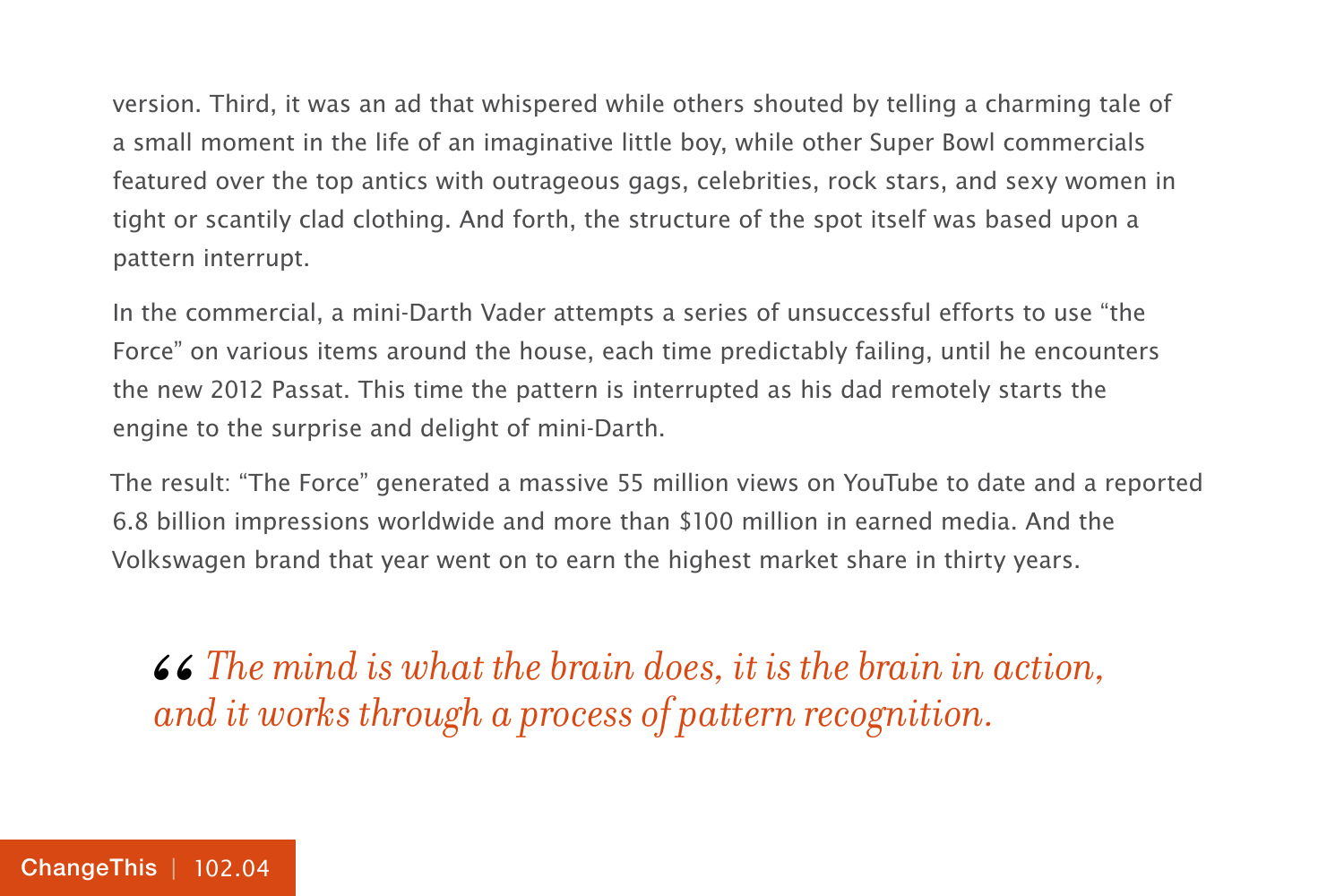version. Third, it was an ad that whispered while others shouted by telling a charming tale of a small moment in the life of an imaginative little boy, while other Super Bowl commercials featured over the top antics with outrageous gags, celebrities, rock stars, and sexy women in tight or scantily clad clothing. And forth, the structure of the spot itself was based upon a pattern interrupt.

In the commercial, a mini-Darth Vader attempts a series of unsuccessful efforts to use "the Force" on various items around the house, each time predictably failing, until he encounters the new 2012 Passat. This time the pattern is interrupted as his dad remotely starts the engine to the surprise and delight of mini-Darth.

The result: "The Force" generated a massive 55 million views on YouTube to date and a reported 6.8 billion impressions worldwide and more than $100 million in earned media. And the Volkswagen brand that year went on to earn the highest market share in thirty years.

> *"The mind is what the brain does, it is the brain in action, and it works through a process of pattern recognition.*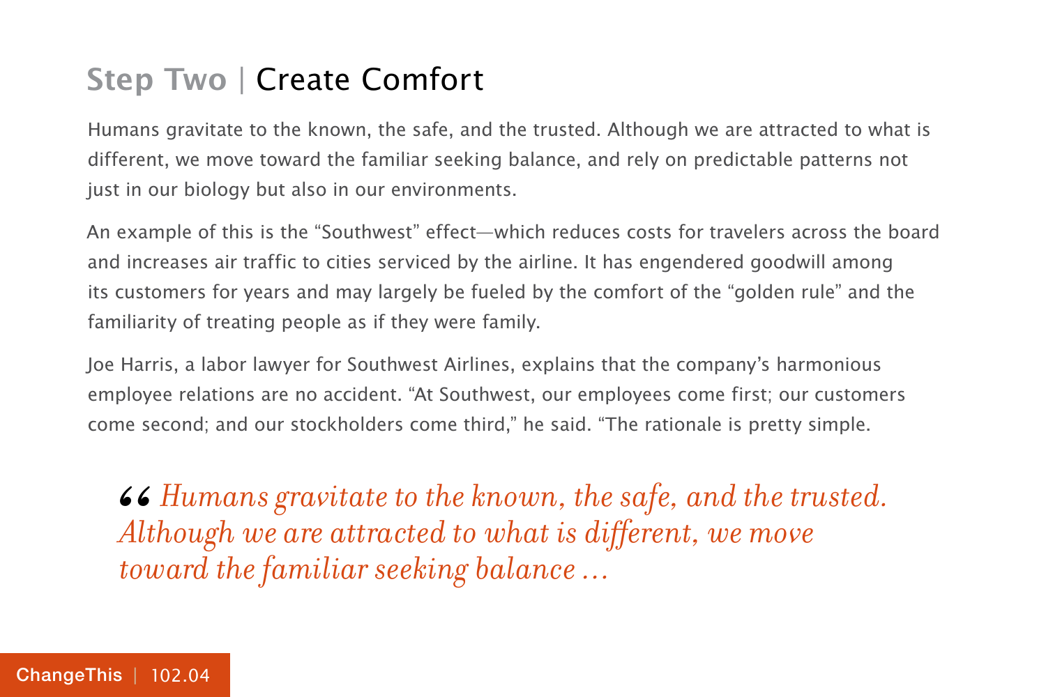## Step Two | Create Comfort

Humans gravitate to the known, the safe, and the trusted. Although we are attracted to what is different, we move toward the familiar seeking balance, and rely on predictable patterns not just in our biology but also in our environments.

An example of this is the "Southwest" effect—which reduces costs for travelers across the board and increases air traffic to cities serviced by the airline. It has engendered goodwill among its customers for years and may largely be fueled by the comfort of the "golden rule" and the familiarity of treating people as if they were family.

Joe Harris, a labor lawyer for Southwest Airlines, explains that the company's harmonious employee relations are no accident. "At Southwest, our employees come first; our customers come second; and our stockholders come third," he said. "The rationale is pretty simple.

> *"Humans gravitate to the known, the safe, and the trusted. Although we are attracted to what is different, we move toward the familiar seeking balance …*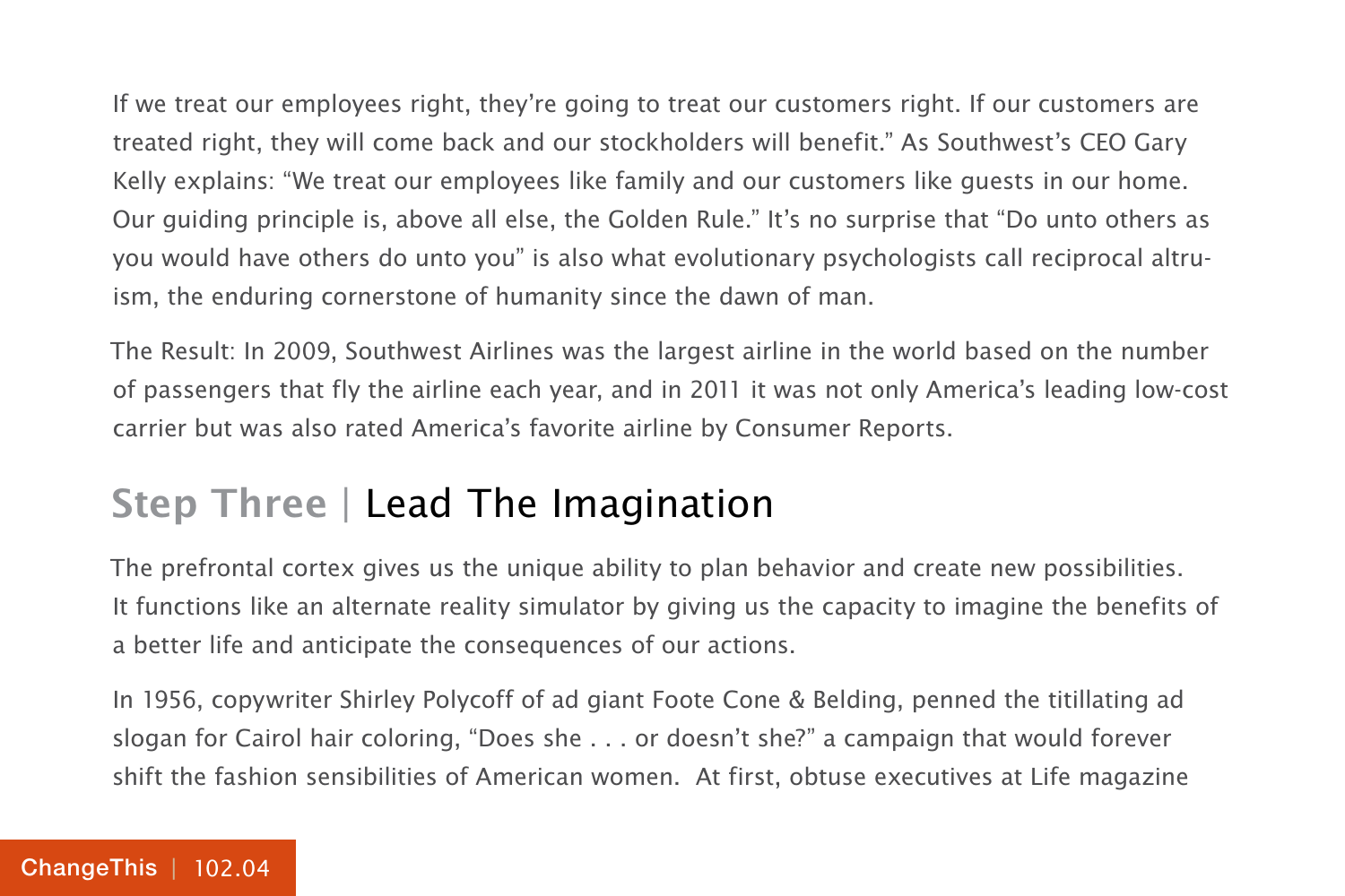If we treat our employees right, they're going to treat our customers right. If our customers are treated right, they will come back and our stockholders will benefit." As Southwest's CEO Gary Kelly explains: "We treat our employees like family and our customers like guests in our home. Our guiding principle is, above all else, the Golden Rule." It's no surprise that "Do unto others as you would have others do unto you" is also what evolutionary psychologists call reciprocal altruism, the enduring cornerstone of humanity since the dawn of man.

The Result: In 2009, Southwest Airlines was the largest airline in the world based on the number of passengers that fly the airline each year, and in 2011 it was not only America's leading low-cost carrier but was also rated America's favorite airline by Consumer Reports.

## Step Three | Lead The Imagination

The prefrontal cortex gives us the unique ability to plan behavior and create new possibilities. It functions like an alternate reality simulator by giving us the capacity to imagine the benefits of a better life and anticipate the consequences of our actions.

In 1956, copywriter Shirley Polycoff of ad giant Foote Cone & Belding, penned the titillating ad slogan for Cairol hair coloring, "Does she . . . or doesn't she?" a campaign that would forever shift the fashion sensibilities of American women. At first, obtuse executives at Life magazine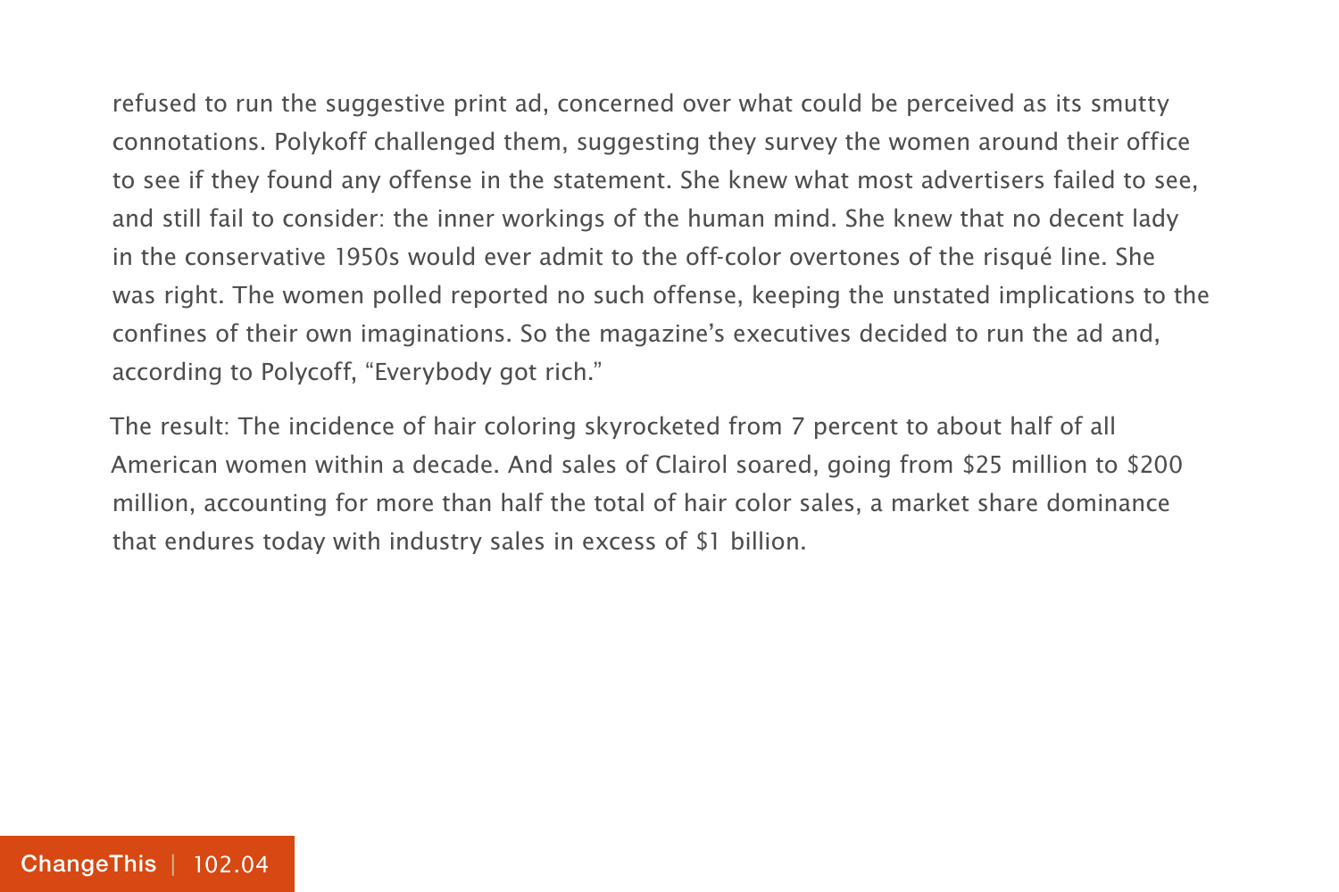refused to run the suggestive print ad, concerned over what could be perceived as its smutty connotations. Polykoff challenged them, suggesting they survey the women around their office to see if they found any offense in the statement. She knew what most advertisers failed to see, and still fail to consider: the inner workings of the human mind. She knew that no decent lady in the conservative 1950s would ever admit to the off-color overtones of the risqué line. She was right. The women polled reported no such offense, keeping the unstated implications to the confines of their own imaginations. So the magazine's executives decided to run the ad and, according to Polycoff, "Everybody got rich."

The result: The incidence of hair coloring skyrocketed from 7 percent to about half of all American women within a decade. And sales of Clairol soared, going from $25 million to $200 million, accounting for more than half the total of hair color sales, a market share dominance that endures today with industry sales in excess of $1 billion.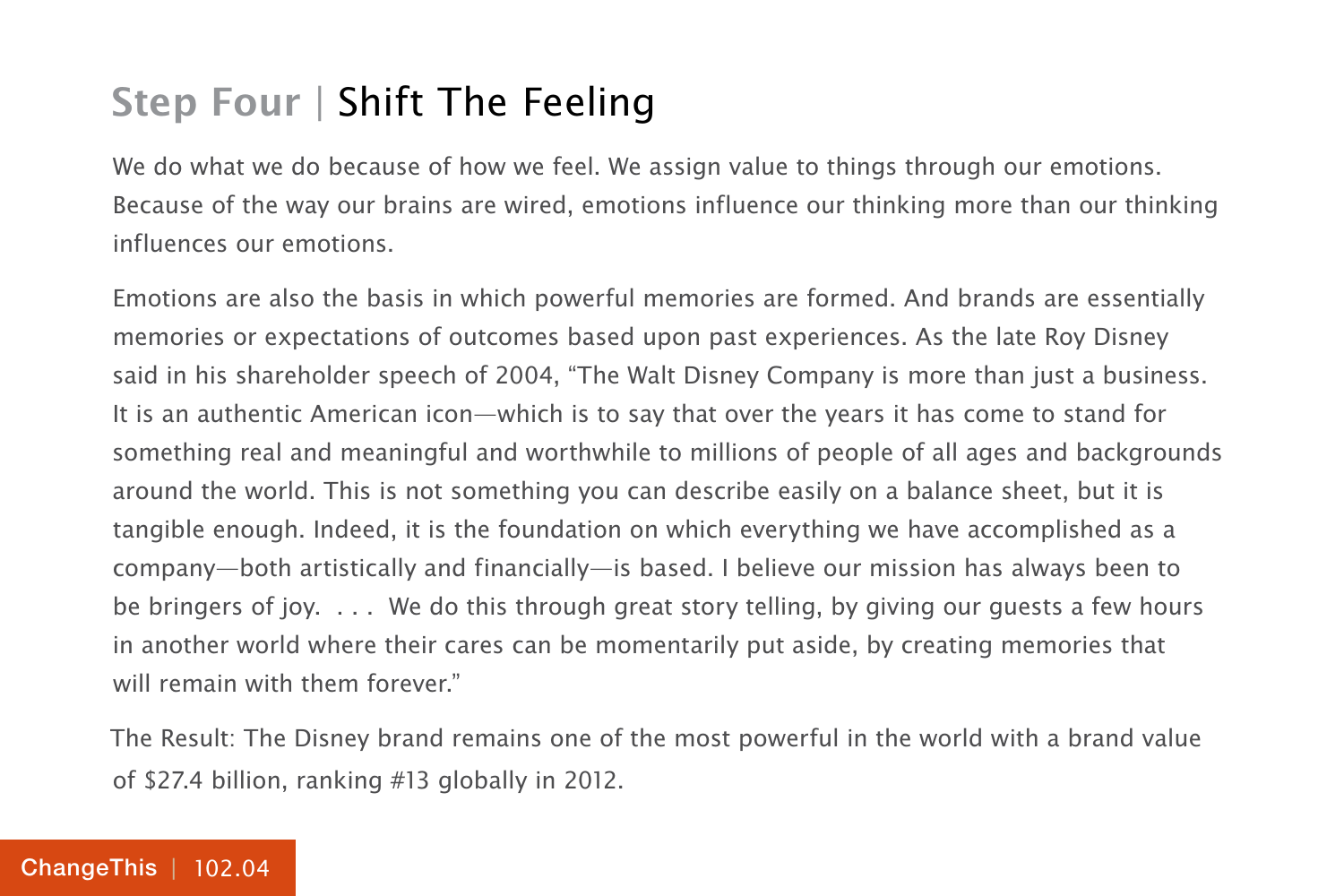## Step Four | Shift The Feeling

We do what we do because of how we feel. We assign value to things through our emotions. Because of the way our brains are wired, emotions influence our thinking more than our thinking influences our emotions.

Emotions are also the basis in which powerful memories are formed. And brands are essentially memories or expectations of outcomes based upon past experiences. As the late Roy Disney said in his shareholder speech of 2004, "The Walt Disney Company is more than just a business. It is an authentic American icon—which is to say that over the years it has come to stand for something real and meaningful and worthwhile to millions of people of all ages and backgrounds around the world. This is not something you can describe easily on a balance sheet, but it is tangible enough. Indeed, it is the foundation on which everything we have accomplished as a company—both artistically and financially—is based. I believe our mission has always been to be bringers of joy. . . . We do this through great story telling, by giving our guests a few hours in another world where their cares can be momentarily put aside, by creating memories that will remain with them forever."

The Result: The Disney brand remains one of the most powerful in the world with a brand value of $27.4 billion, ranking #13 globally in 2012.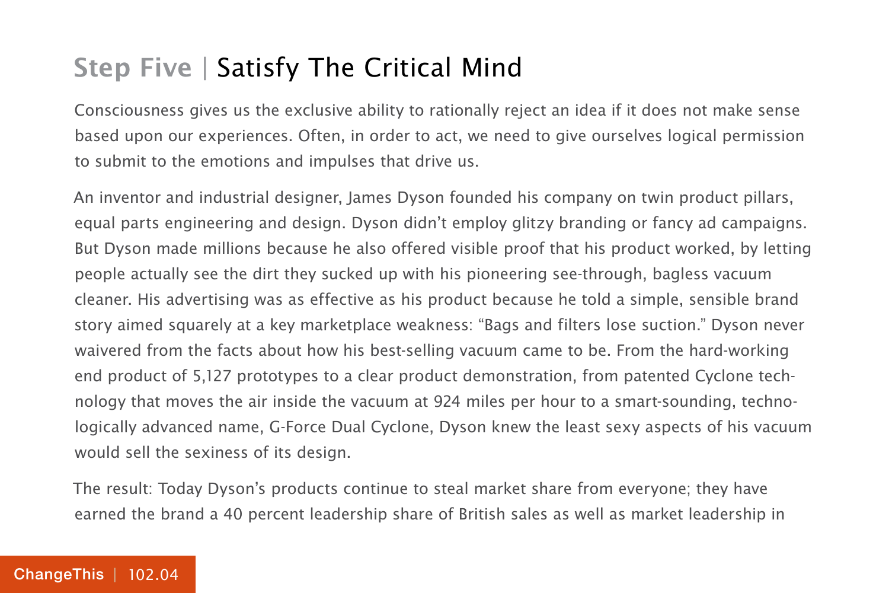## Step Five | Satisfy The Critical Mind

Consciousness gives us the exclusive ability to rationally reject an idea if it does not make sense based upon our experiences. Often, in order to act, we need to give ourselves logical permission to submit to the emotions and impulses that drive us.

An inventor and industrial designer, James Dyson founded his company on twin product pillars, equal parts engineering and design. Dyson didn't employ glitzy branding or fancy ad campaigns. But Dyson made millions because he also offered visible proof that his product worked, by letting people actually see the dirt they sucked up with his pioneering see-through, bagless vacuum cleaner. His advertising was as effective as his product because he told a simple, sensible brand story aimed squarely at a key marketplace weakness: "Bags and filters lose suction." Dyson never waivered from the facts about how his best-selling vacuum came to be. From the hard-working end product of 5,127 prototypes to a clear product demonstration, from patented Cyclone technology that moves the air inside the vacuum at 924 miles per hour to a smart-sounding, technologically advanced name, G-Force Dual Cyclone, Dyson knew the least sexy aspects of his vacuum would sell the sexiness of its design.

The result: Today Dyson's products continue to steal market share from everyone; they have earned the brand a 40 percent leadership share of British sales as well as market leadership in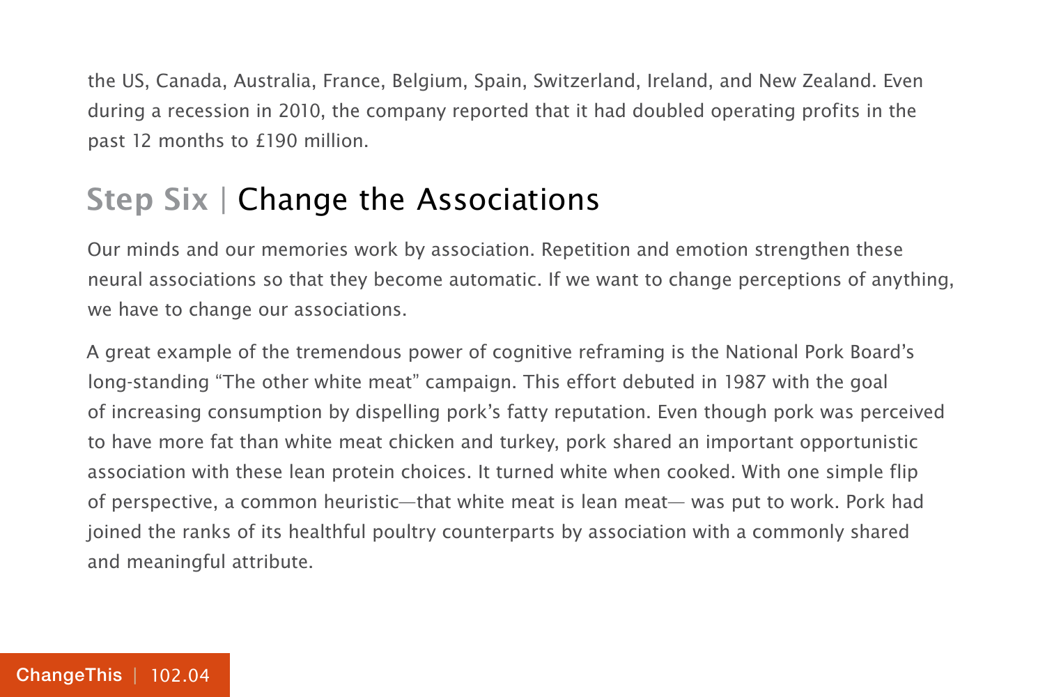the US, Canada, Australia, France, Belgium, Spain, Switzerland, Ireland, and New Zealand. Even during a recession in 2010, the company reported that it had doubled operating profits in the past 12 months to £190 million.

## Step Six | Change the Associations

Our minds and our memories work by association. Repetition and emotion strengthen these neural associations so that they become automatic. If we want to change perceptions of anything, we have to change our associations.

A great example of the tremendous power of cognitive reframing is the National Pork Board's long-standing "The other white meat" campaign. This effort debuted in 1987 with the goal of increasing consumption by dispelling pork's fatty reputation. Even though pork was perceived to have more fat than white meat chicken and turkey, pork shared an important opportunistic association with these lean protein choices. It turned white when cooked. With one simple flip of perspective, a common heuristic—that white meat is lean meat— was put to work. Pork had joined the ranks of its healthful poultry counterparts by association with a commonly shared and meaningful attribute.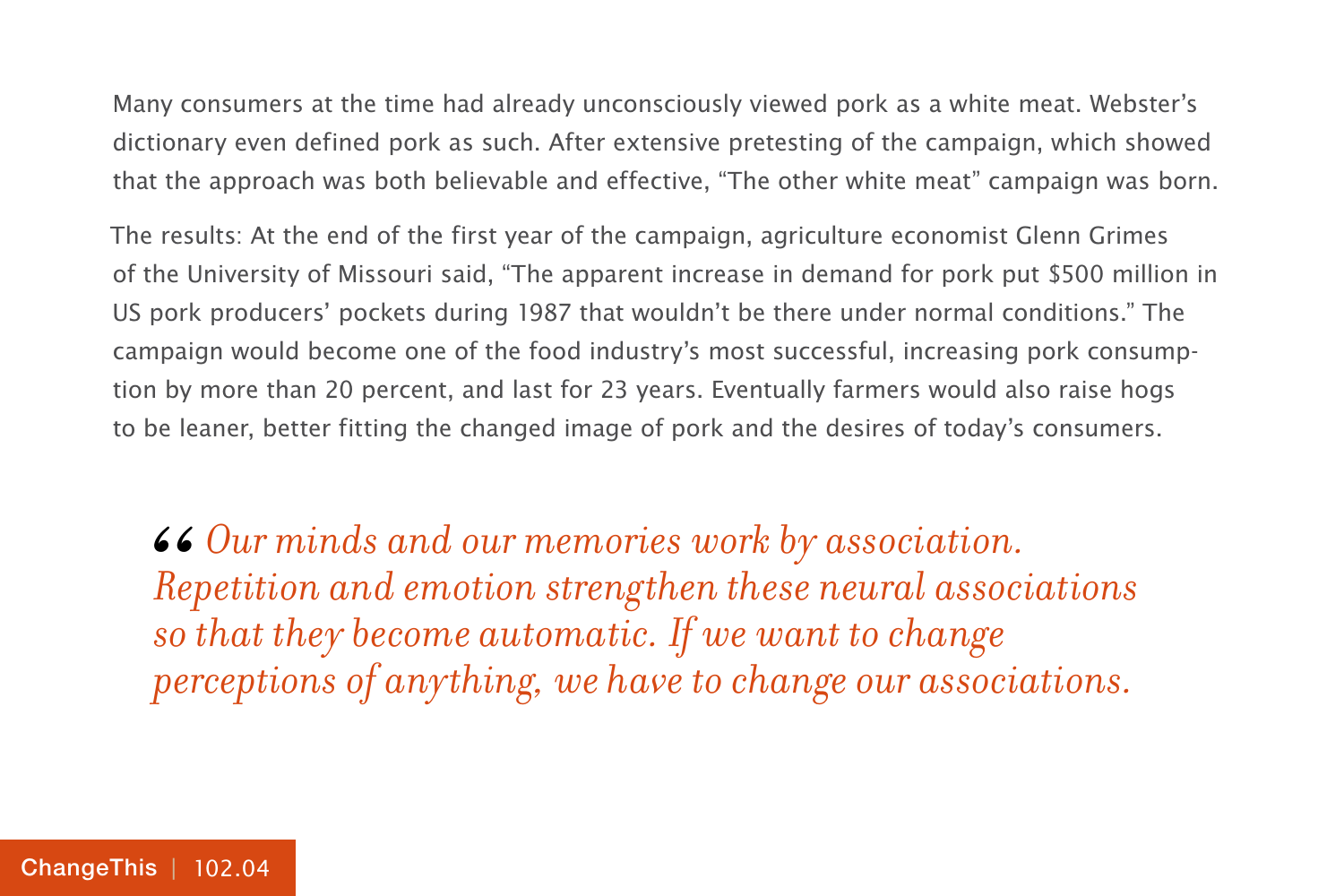Many consumers at the time had already unconsciously viewed pork as a white meat. Webster's dictionary even defined pork as such. After extensive pretesting of the campaign, which showed that the approach was both believable and effective, "The other white meat" campaign was born.

The results: At the end of the first year of the campaign, agriculture economist Glenn Grimes of the University of Missouri said, "The apparent increase in demand for pork put $500 million in US pork producers' pockets during 1987 that wouldn't be there under normal conditions." The campaign would become one of the food industry's most successful, increasing pork consumption by more than 20 percent, and last for 23 years. Eventually farmers would also raise hogs to be leaner, better fitting the changed image of pork and the desires of today's consumers.

> *"Our minds and our memories work by association. Repetition and emotion strengthen these neural associations so that they become automatic. If we want to change perceptions of anything, we have to change our associations.*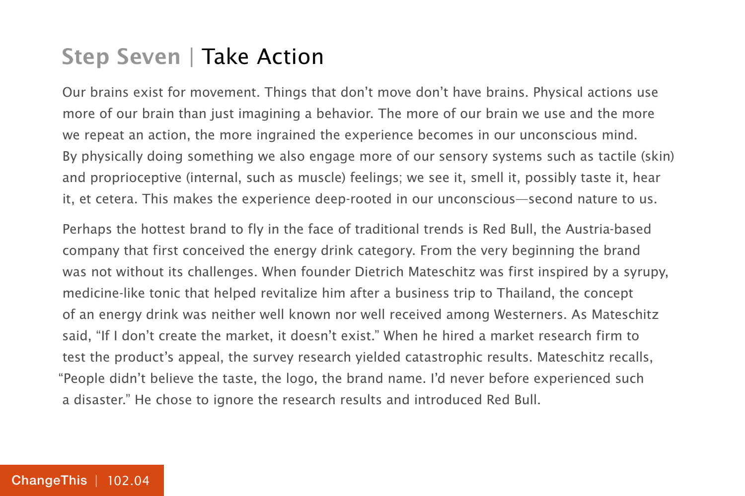## Step Seven | Take Action

Our brains exist for movement. Things that don't move don't have brains. Physical actions use more of our brain than just imagining a behavior. The more of our brain we use and the more we repeat an action, the more ingrained the experience becomes in our unconscious mind. By physically doing something we also engage more of our sensory systems such as tactile (skin) and proprioceptive (internal, such as muscle) feelings; we see it, smell it, possibly taste it, hear it, et cetera. This makes the experience deep-rooted in our unconscious—second nature to us.

Perhaps the hottest brand to fly in the face of traditional trends is Red Bull, the Austria-based company that first conceived the energy drink category. From the very beginning the brand was not without its challenges. When founder Dietrich Mateschitz was first inspired by a syrupy, medicine-like tonic that helped revitalize him after a business trip to Thailand, the concept of an energy drink was neither well known nor well received among Westerners. As Mateschitz said, "If I don't create the market, it doesn't exist." When he hired a market research firm to test the product's appeal, the survey research yielded catastrophic results. Mateschitz recalls, "People didn't believe the taste, the logo, the brand name. I'd never before experienced such a disaster." He chose to ignore the research results and introduced Red Bull.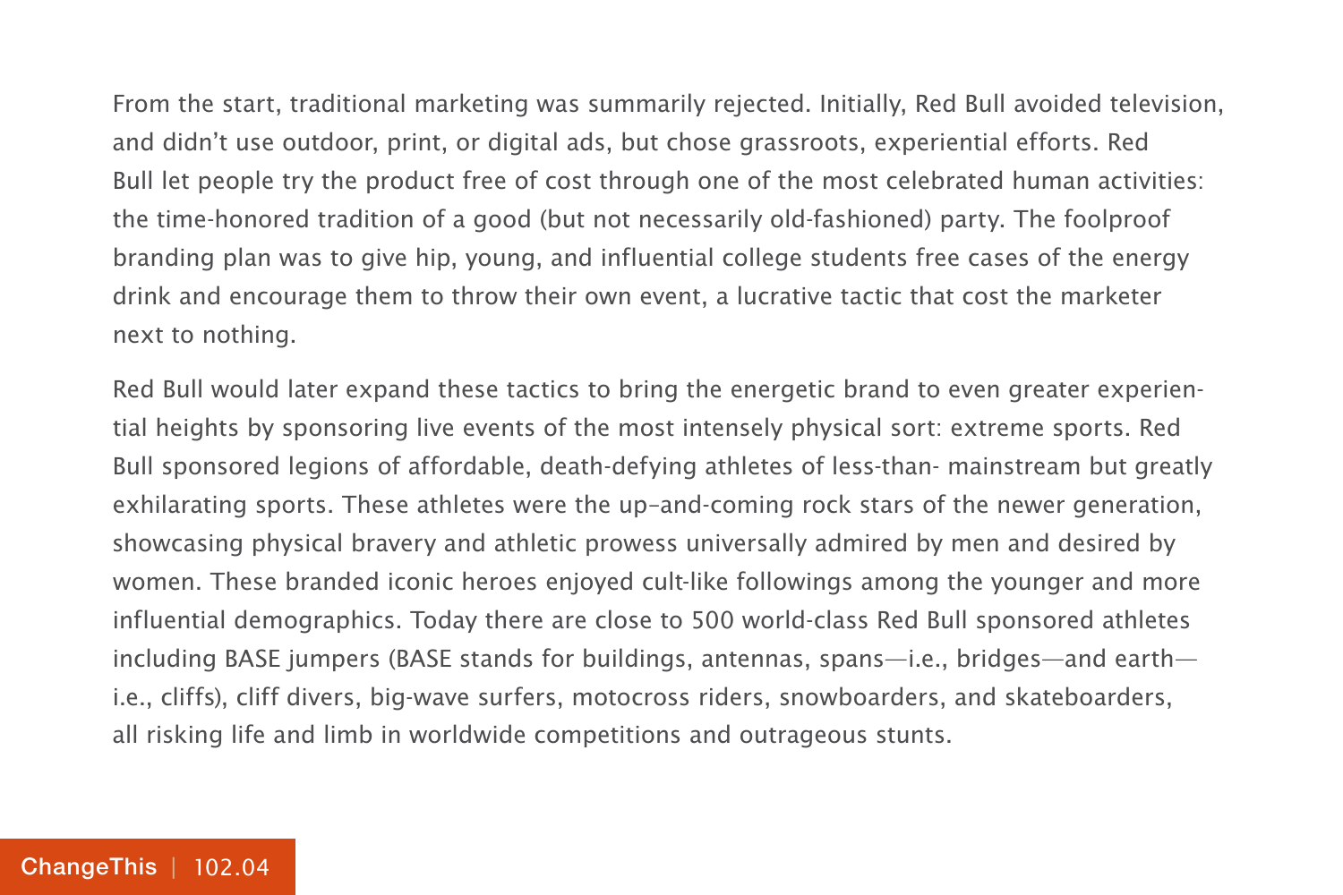From the start, traditional marketing was summarily rejected. Initially, Red Bull avoided television, and didn't use outdoor, print, or digital ads, but chose grassroots, experiential efforts. Red Bull let people try the product free of cost through one of the most celebrated human activities: the time-honored tradition of a good (but not necessarily old-fashioned) party. The foolproof branding plan was to give hip, young, and influential college students free cases of the energy drink and encourage them to throw their own event, a lucrative tactic that cost the marketer next to nothing.

Red Bull would later expand these tactics to bring the energetic brand to even greater experiential heights by sponsoring live events of the most intensely physical sort: extreme sports. Red Bull sponsored legions of affordable, death-defying athletes of less-than- mainstream but greatly exhilarating sports. These athletes were the up-and-coming rock stars of the newer generation, showcasing physical bravery and athletic prowess universally admired by men and desired by women. These branded iconic heroes enjoyed cult-like followings among the younger and more influential demographics. Today there are close to 500 world-class Red Bull sponsored athletes including BASE jumpers (BASE stands for buildings, antennas, spans—i.e., bridges—and earth—i.e., cliffs), cliff divers, big-wave surfers, motocross riders, snowboarders, and skateboarders, all risking life and limb in worldwide competitions and outrageous stunts.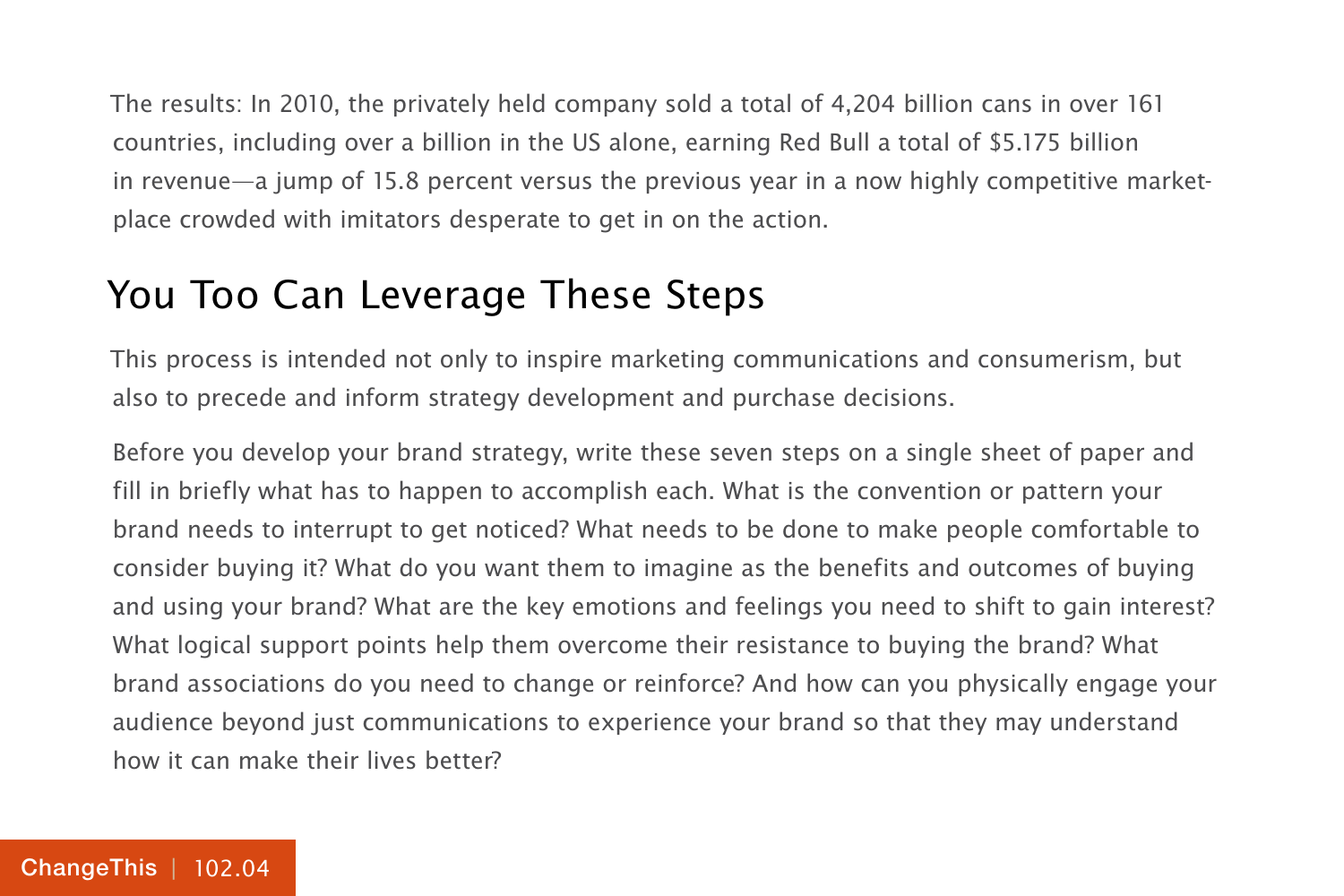The results: In 2010, the privately held company sold a total of 4,204 billion cans in over 161 countries, including over a billion in the US alone, earning Red Bull a total of $5.175 billion in revenue—a jump of 15.8 percent versus the previous year in a now highly competitive marketplace crowded with imitators desperate to get in on the action.

## You Too Can Leverage These Steps

This process is intended not only to inspire marketing communications and consumerism, but also to precede and inform strategy development and purchase decisions.

Before you develop your brand strategy, write these seven steps on a single sheet of paper and fill in briefly what has to happen to accomplish each. What is the convention or pattern your brand needs to interrupt to get noticed? What needs to be done to make people comfortable to consider buying it? What do you want them to imagine as the benefits and outcomes of buying and using your brand? What are the key emotions and feelings you need to shift to gain interest? What logical support points help them overcome their resistance to buying the brand? What brand associations do you need to change or reinforce? And how can you physically engage your audience beyond just communications to experience your brand so that they may understand how it can make their lives better?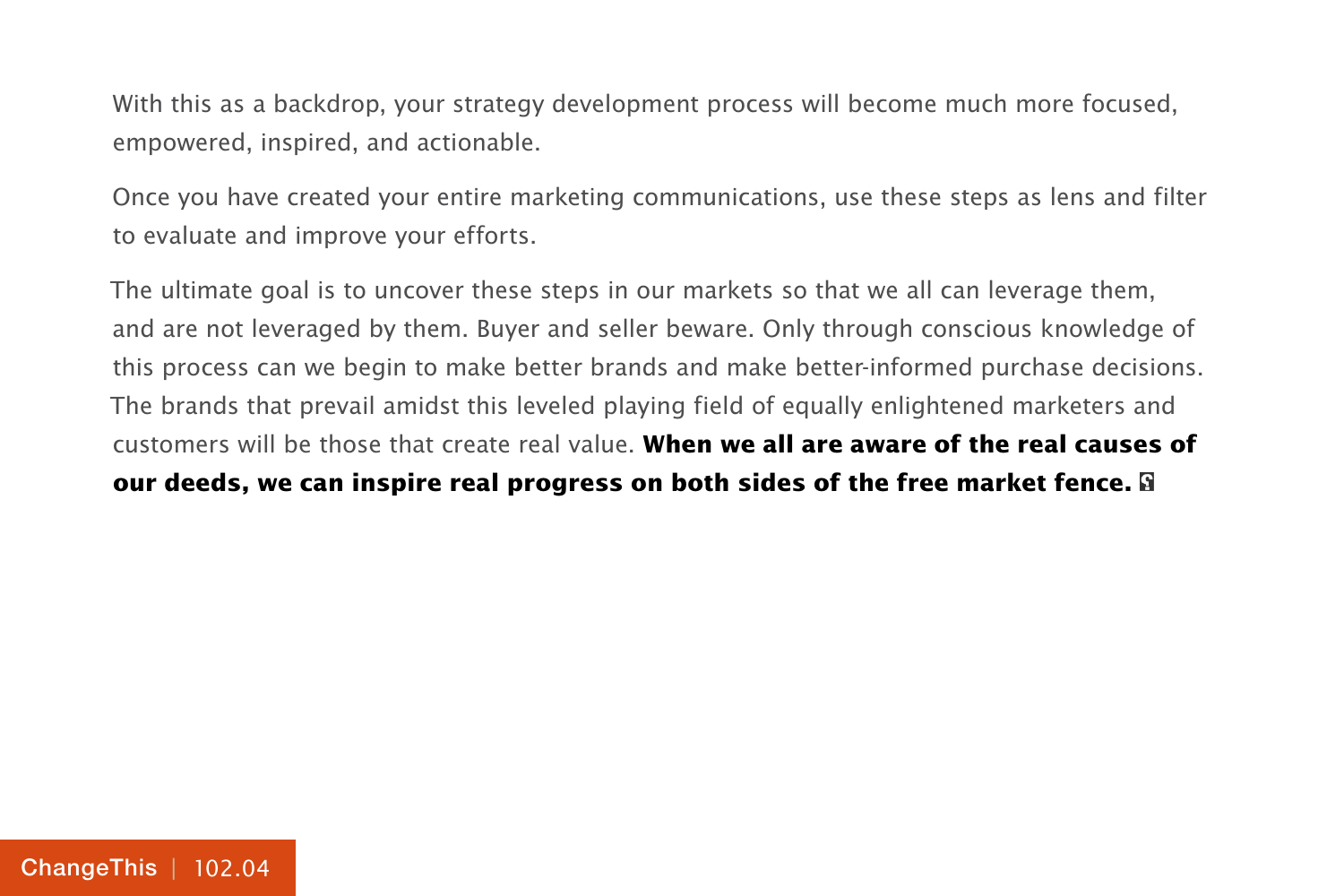With this as a backdrop, your strategy development process will become much more focused, empowered, inspired, and actionable.

Once you have created your entire marketing communications, use these steps as lens and filter to evaluate and improve your efforts.

The ultimate goal is to uncover these steps in our markets so that we all can leverage them, and are not leveraged by them. Buyer and seller beware. Only through conscious knowledge of this process can we begin to make better brands and make better-informed purchase decisions. The brands that prevail amidst this leveled playing field of equally enlightened marketers and customers will be those that create real value. **When we all are aware of the real causes of our deeds, we can inspire real progress on both sides of the free market fence.**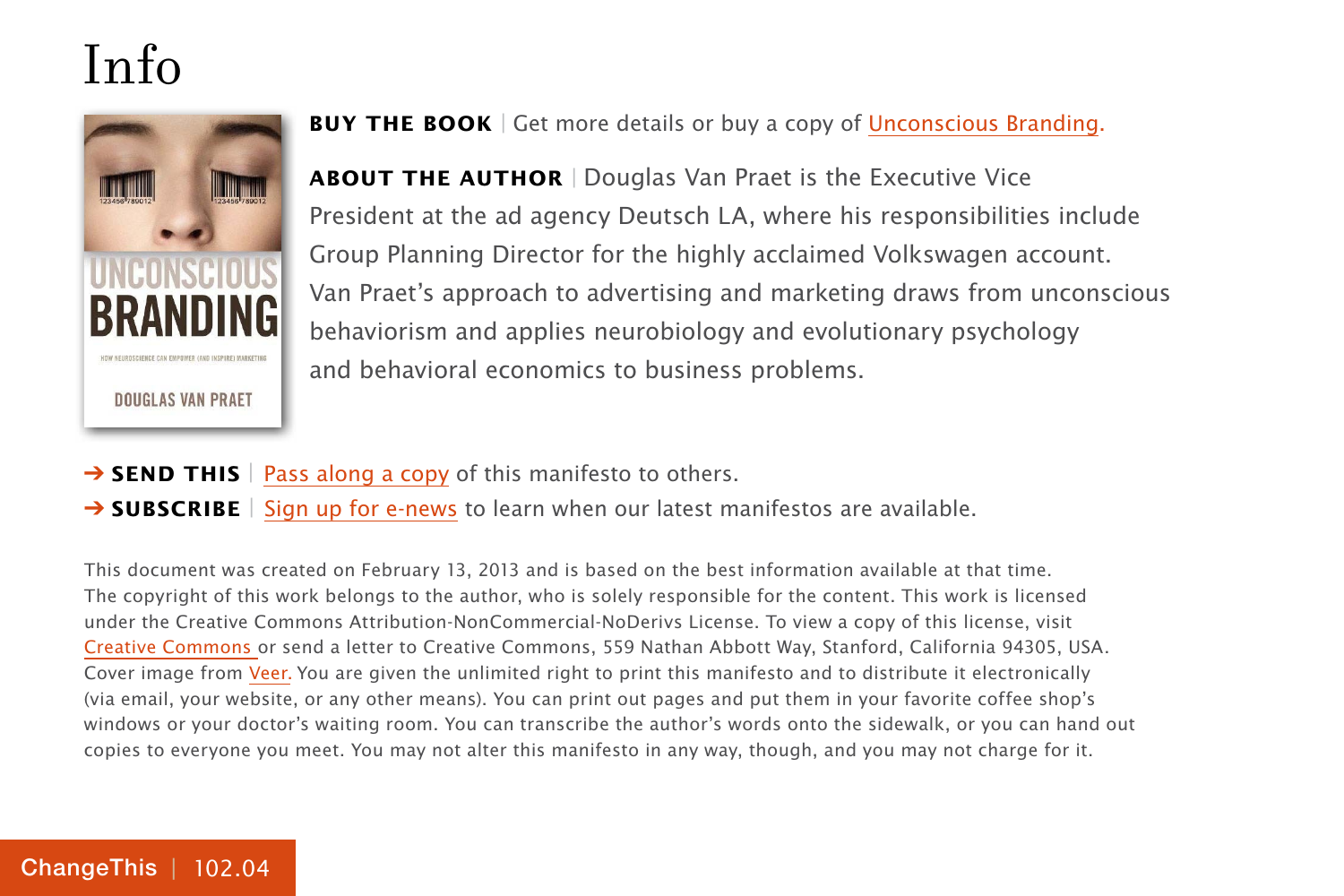# Info

**BUY THE BOOK** | Get more details or buy a copy of Unconscious Branding.

**ABOUT THE AUTHOR** | Douglas Van Praet is the Executive Vice President at the ad agency Deutsch LA, where his responsibilities include Group Planning Director for the highly acclaimed Volkswagen account. Van Praet's approach to advertising and marketing draws from unconscious behaviorism and applies neurobiology and evolutionary psychology and behavioral economics to business problems.

➔ **SEND THIS** | Pass along a copy of this manifesto to others.

➔ **SUBSCRIBE** | Sign up for e-news to learn when our latest manifestos are available.

This document was created on February 13, 2013 and is based on the best information available at that time. The copyright of this work belongs to the author, who is solely responsible for the content. This work is licensed under the Creative Commons Attribution-NonCommercial-NoDerivs License. To view a copy of this license, visit Creative Commons or send a letter to Creative Commons, 559 Nathan Abbott Way, Stanford, California 94305, USA. Cover image from Veer. You are given the unlimited right to print this manifesto and to distribute it electronically (via email, your website, or any other means). You can print out pages and put them in your favorite coffee shop's windows or your doctor's waiting room. You can transcribe the author's words onto the sidewalk, or you can hand out copies to everyone you meet. You may not alter this manifesto in any way, though, and you may not charge for it.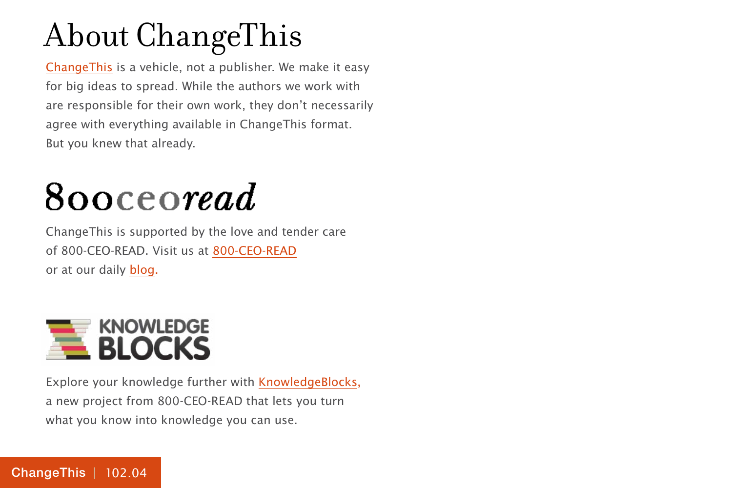# About ChangeThis

ChangeThis is a vehicle, not a publisher. We make it easy for big ideas to spread. While the authors we work with are responsible for their own work, they don't necessarily agree with everything available in ChangeThis format. But you knew that already.

800ceoread

ChangeThis is supported by the love and tender care of 800-CEO-READ. Visit us at 800-CEO-READ or at our daily blog.

KNOWLEDGE BLOCKS

Explore your knowledge further with KnowledgeBlocks, a new project from 800-CEO-READ that lets you turn what you know into knowledge you can use.